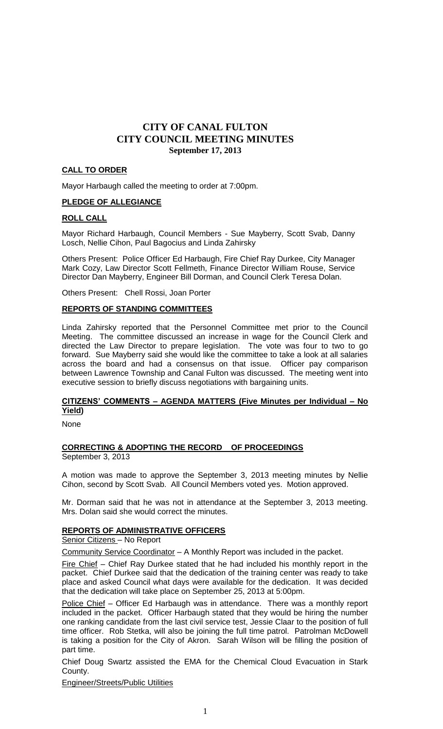# CITY OF CANAL FULTON
# CITY COUNCIL MEETING MINUTES
**September 17, 2013**

## CALL TO ORDER

Mayor Harbaugh called the meeting to order at 7:00pm.

## PLEDGE OF ALLEGIANCE

## ROLL CALL

Mayor Richard Harbaugh, Council Members - Sue Mayberry, Scott Svab, Danny Losch, Nellie Cihon, Paul Bagocius and Linda Zahirsky

Others Present: Police Officer Ed Harbaugh, Fire Chief Ray Durkee, City Manager Mark Cozy, Law Director Scott Fellmeth, Finance Director William Rouse, Service Director Dan Mayberry, Engineer Bill Dorman, and Council Clerk Teresa Dolan.

Others Present: Chell Rossi, Joan Porter

## REPORTS OF STANDING COMMITTEES

Linda Zahirsky reported that the Personnel Committee met prior to the Council Meeting. The committee discussed an increase in wage for the Council Clerk and directed the Law Director to prepare legislation. The vote was four to two to go forward. Sue Mayberry said she would like the committee to take a look at all salaries across the board and had a consensus on that issue. Officer pay comparison between Lawrence Township and Canal Fulton was discussed. The meeting went into executive session to briefly discuss negotiations with bargaining units.

## CITIZENS' COMMENTS – AGENDA MATTERS (Five Minutes per Individual – No Yield)

None

## CORRECTING & ADOPTING THE RECORD OF PROCEEDINGS

September 3, 2013

A motion was made to approve the September 3, 2013 meeting minutes by Nellie Cihon, second by Scott Svab. All Council Members voted yes. Motion approved.

Mr. Dorman said that he was not in attendance at the September 3, 2013 meeting. Mrs. Dolan said she would correct the minutes.

## REPORTS OF ADMINISTRATIVE OFFICERS

Senior Citizens – No Report

Community Service Coordinator – A Monthly Report was included in the packet.

Fire Chief – Chief Ray Durkee stated that he had included his monthly report in the packet. Chief Durkee said that the dedication of the training center was ready to take place and asked Council what days were available for the dedication. It was decided that the dedication will take place on September 25, 2013 at 5:00pm.

Police Chief – Officer Ed Harbaugh was in attendance. There was a monthly report included in the packet. Officer Harbaugh stated that they would be hiring the number one ranking candidate from the last civil service test, Jessie Claar to the position of full time officer. Rob Stetka, will also be joining the full time patrol. Patrolman McDowell is taking a position for the City of Akron. Sarah Wilson will be filling the position of part time.

Chief Doug Swartz assisted the EMA for the Chemical Cloud Evacuation in Stark County.

Engineer/Streets/Public Utilities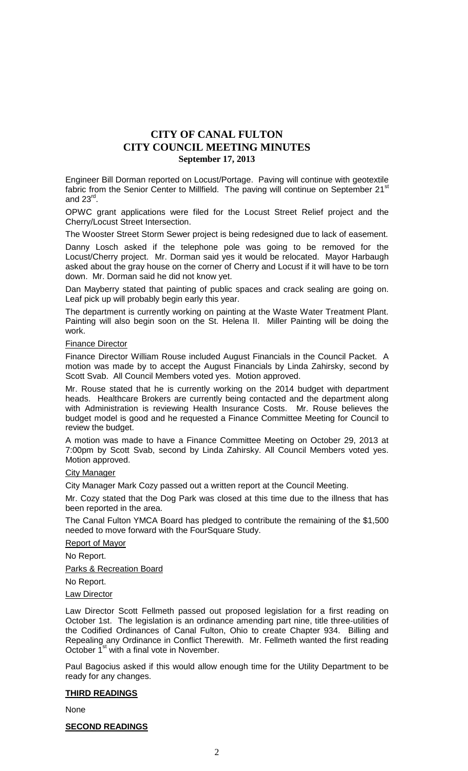# CITY OF CANAL FULTON
# CITY COUNCIL MEETING MINUTES
**September 17, 2013**

Engineer Bill Dorman reported on Locust/Portage. Paving will continue with geotextile fabric from the Senior Center to Millfield. The paving will continue on September 21st and 23rd.

OPWC grant applications were filed for the Locust Street Relief project and the Cherry/Locust Street Intersection.

The Wooster Street Storm Sewer project is being redesigned due to lack of easement.

Danny Losch asked if the telephone pole was going to be removed for the Locust/Cherry project. Mr. Dorman said yes it would be relocated. Mayor Harbaugh asked about the gray house on the corner of Cherry and Locust if it will have to be torn down. Mr. Dorman said he did not know yet.

Dan Mayberry stated that painting of public spaces and crack sealing are going on. Leaf pick up will probably begin early this year.

The department is currently working on painting at the Waste Water Treatment Plant. Painting will also begin soon on the St. Helena II. Miller Painting will be doing the work.

Finance Director

Finance Director William Rouse included August Financials in the Council Packet. A motion was made by to accept the August Financials by Linda Zahirsky, second by Scott Svab. All Council Members voted yes. Motion approved.

Mr. Rouse stated that he is currently working on the 2014 budget with department heads. Healthcare Brokers are currently being contacted and the department along with Administration is reviewing Health Insurance Costs. Mr. Rouse believes the budget model is good and he requested a Finance Committee Meeting for Council to review the budget.

A motion was made to have a Finance Committee Meeting on October 29, 2013 at 7:00pm by Scott Svab, second by Linda Zahirsky. All Council Members voted yes. Motion approved.

City Manager

City Manager Mark Cozy passed out a written report at the Council Meeting.

Mr. Cozy stated that the Dog Park was closed at this time due to the illness that has been reported in the area.

The Canal Fulton YMCA Board has pledged to contribute the remaining of the $1,500 needed to move forward with the FourSquare Study.

Report of Mayor

No Report.

Parks & Recreation Board

No Report.

Law Director

Law Director Scott Fellmeth passed out proposed legislation for a first reading on October 1st. The legislation is an ordinance amending part nine, title three-utilities of the Codified Ordinances of Canal Fulton, Ohio to create Chapter 934. Billing and Repealing any Ordinance in Conflict Therewith. Mr. Fellmeth wanted the first reading October 1st with a final vote in November.

Paul Bagocius asked if this would allow enough time for the Utility Department to be ready for any changes.

**THIRD READINGS**

None

**SECOND READINGS**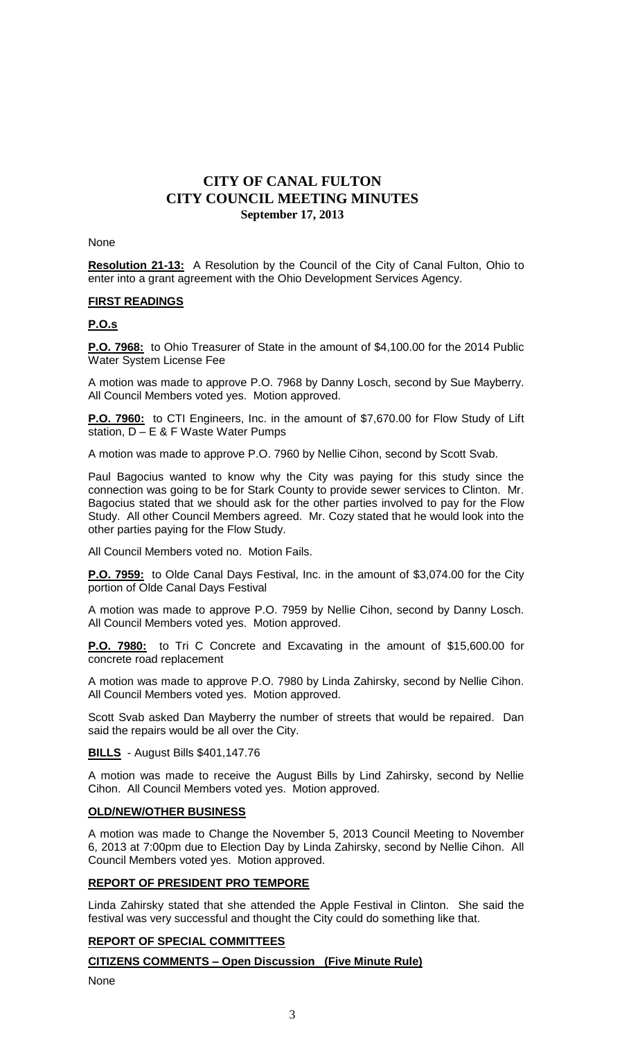# CITY OF CANAL FULTON
# CITY COUNCIL MEETING MINUTES
**September 17, 2013**

None

**Resolution 21-13:** A Resolution by the Council of the City of Canal Fulton, Ohio to enter into a grant agreement with the Ohio Development Services Agency.

## FIRST READINGS

## P.O.s

**P.O. 7968:** to Ohio Treasurer of State in the amount of $4,100.00 for the 2014 Public Water System License Fee

A motion was made to approve P.O. 7968 by Danny Losch, second by Sue Mayberry. All Council Members voted yes. Motion approved.

**P.O. 7960:** to CTI Engineers, Inc. in the amount of $7,670.00 for Flow Study of Lift station, D – E & F Waste Water Pumps

A motion was made to approve P.O. 7960 by Nellie Cihon, second by Scott Svab.

Paul Bagocius wanted to know why the City was paying for this study since the connection was going to be for Stark County to provide sewer services to Clinton. Mr. Bagocius stated that we should ask for the other parties involved to pay for the Flow Study. All other Council Members agreed. Mr. Cozy stated that he would look into the other parties paying for the Flow Study.

All Council Members voted no. Motion Fails.

**P.O. 7959:** to Olde Canal Days Festival, Inc. in the amount of $3,074.00 for the City portion of Olde Canal Days Festival

A motion was made to approve P.O. 7959 by Nellie Cihon, second by Danny Losch. All Council Members voted yes. Motion approved.

**P.O. 7980:** to Tri C Concrete and Excavating in the amount of $15,600.00 for concrete road replacement

A motion was made to approve P.O. 7980 by Linda Zahirsky, second by Nellie Cihon. All Council Members voted yes. Motion approved.

Scott Svab asked Dan Mayberry the number of streets that would be repaired. Dan said the repairs would be all over the City.

**BILLS** - August Bills $401,147.76

A motion was made to receive the August Bills by Lind Zahirsky, second by Nellie Cihon. All Council Members voted yes. Motion approved.

## OLD/NEW/OTHER BUSINESS

A motion was made to Change the November 5, 2013 Council Meeting to November 6, 2013 at 7:00pm due to Election Day by Linda Zahirsky, second by Nellie Cihon. All Council Members voted yes. Motion approved.

## REPORT OF PRESIDENT PRO TEMPORE

Linda Zahirsky stated that she attended the Apple Festival in Clinton. She said the festival was very successful and thought the City could do something like that.

## REPORT OF SPECIAL COMMITTEES

## CITIZENS COMMENTS – Open Discussion (Five Minute Rule)

None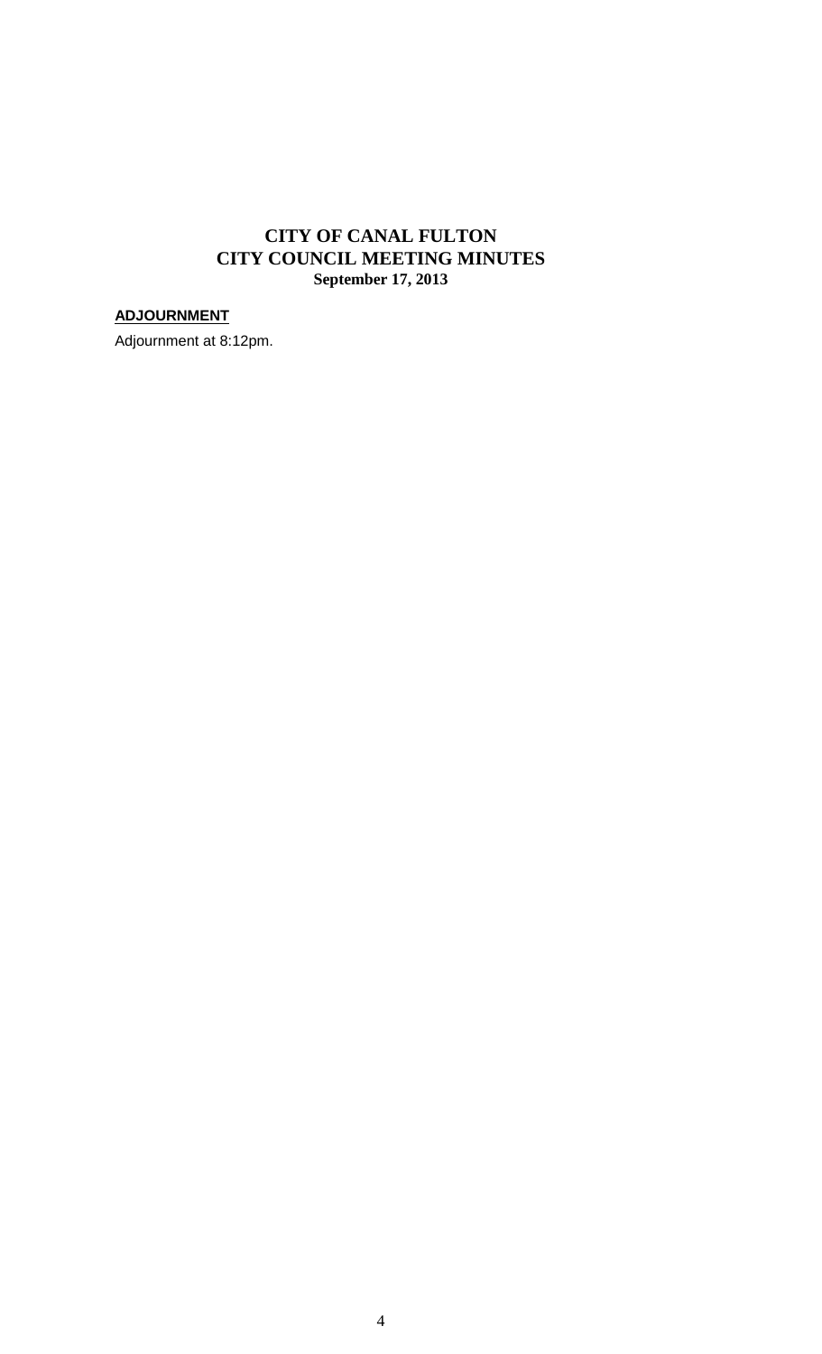**CITY OF CANAL FULTON**
**CITY COUNCIL MEETING MINUTES**
**September 17, 2013**

**ADJOURNMENT**

Adjournment at 8:12pm.